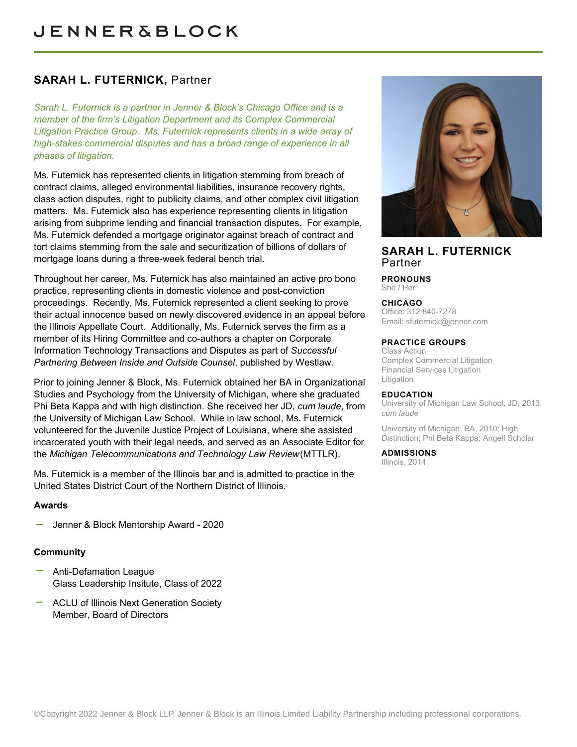# JENNER&BLOCK

## SARAH L. FUTERNICK, Partner

*Sarah L. Futernick is a partner in Jenner & Block's Chicago Office and is a member of the firm's Litigation Department and its Complex Commercial Litigation Practice Group. Ms. Futernick represents clients in a wide array of high-stakes commercial disputes and has a broad range of experience in all phases of litigation.*

Ms. Futernick has represented clients in litigation stemming from breach of contract claims, alleged environmental liabilities, insurance recovery rights, class action disputes, right to publicity claims, and other complex civil litigation matters. Ms. Futernick also has experience representing clients in litigation arising from subprime lending and financial transaction disputes. For example, Ms. Futernick defended a mortgage originator against breach of contract and tort claims stemming from the sale and securitization of billions of dollars of mortgage loans during a three-week federal bench trial.

Throughout her career, Ms. Futernick has also maintained an active pro bono practice, representing clients in domestic violence and post-conviction proceedings. Recently, Ms. Futernick represented a client seeking to prove their actual innocence based on newly discovered evidence in an appeal before the Illinois Appellate Court. Additionally, Ms. Futernick serves the firm as a member of its Hiring Committee and co-authors a chapter on Corporate Information Technology Transactions and Disputes as part of *Successful Partnering Between Inside and Outside Counsel*, published by Westlaw.

Prior to joining Jenner & Block, Ms. Futernick obtained her BA in Organizational Studies and Psychology from the University of Michigan, where she graduated Phi Beta Kappa and with high distinction. She received her JD, *cum laude*, from the University of Michigan Law School. While in law school, Ms. Futernick volunteered for the Juvenile Justice Project of Louisiana, where she assisted incarcerated youth with their legal needs, and served as an Associate Editor for the *Michigan Telecommunications and Technology Law Review* (MTTLR).

Ms. Futernick is a member of the Illinois bar and is admitted to practice in the United States District Court of the Northern District of Illinois.

### Awards

- Jenner & Block Mentorship Award - 2020

### Community

- Anti-Defamation League
  Glass Leadership Insitute, Class of 2022
- ACLU of Illinois Next Generation Society
  Member, Board of Directors

## SARAH L. FUTERNICK

Partner

**PRONOUNS**
She / Her

**CHICAGO**
Office: 312 840-7278
Email: sfuternick@jenner.com

**PRACTICE GROUPS**
Class Action
Complex Commercial Litigation
Financial Services Litigation
Litigation

**EDUCATION**
University of Michigan Law School, JD, 2013; *cum laude*

University of Michigan, BA, 2010; High Distinction; Phi Beta Kappa; Angell Scholar

**ADMISSIONS**
Illinois, 2014

©Copyright 2022 Jenner & Block LLP. Jenner & Block is an Illinois Limited Liability Partnership including professional corporations.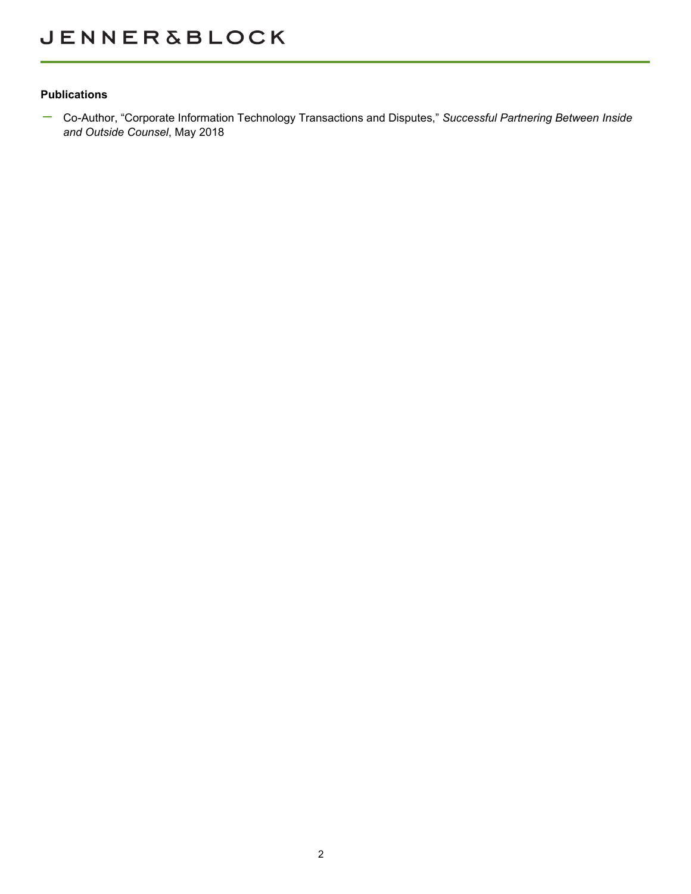### Publications

- Co-Author, "Corporate Information Technology Transactions and Disputes," *Successful Partnering Between Inside and Outside Counsel*, May 2018